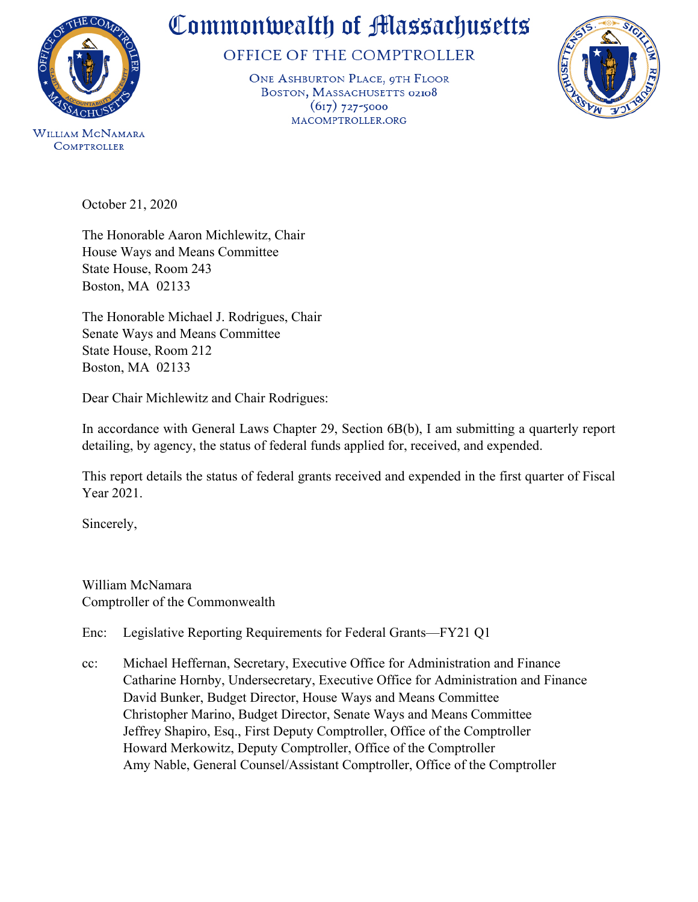# Commonwealth of Massachusetts

## OFFICE OF THE COMPTROLLER

ONE ASHBURTON PLACE, 9TH FLOOR
BOSTON, MASSACHUSETTS 02108
(617) 727-5000
MACOMPTROLLER.ORG

WILLIAM MCNAMARA
COMPTROLLER

October 21, 2020

The Honorable Aaron Michlewitz, Chair
House Ways and Means Committee
State House, Room 243
Boston, MA 02133

The Honorable Michael J. Rodrigues, Chair
Senate Ways and Means Committee
State House, Room 212
Boston, MA 02133

Dear Chair Michlewitz and Chair Rodrigues:

In accordance with General Laws Chapter 29, Section 6B(b), I am submitting a quarterly report detailing, by agency, the status of federal funds applied for, received, and expended.

This report details the status of federal grants received and expended in the first quarter of Fiscal Year 2021.

Sincerely,

William McNamara
Comptroller of the Commonwealth

Enc: Legislative Reporting Requirements for Federal Grants—FY21 Q1

cc: Michael Heffernan, Secretary, Executive Office for Administration and Finance
Catharine Hornby, Undersecretary, Executive Office for Administration and Finance
David Bunker, Budget Director, House Ways and Means Committee
Christopher Marino, Budget Director, Senate Ways and Means Committee
Jeffrey Shapiro, Esq., First Deputy Comptroller, Office of the Comptroller
Howard Merkowitz, Deputy Comptroller, Office of the Comptroller
Amy Nable, General Counsel/Assistant Comptroller, Office of the Comptroller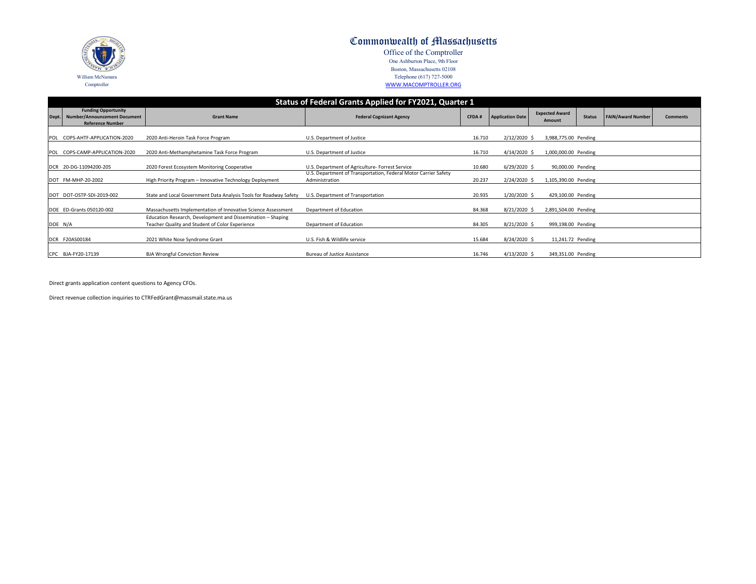# Commonwealth of Massachusetts

Office of the Comptroller
One Ashburton Place, 9th Floor
Boston, Massachusetts 02108
Telephone (617) 727-5000
WWW.MACOMPTROLLER.ORG

William McNamara
Comptroller

## Status of Federal Grants Applied for FY2021, Quarter 1

| Dept. | Funding Opportunity Number/Announcement Document Reference Number | Grant Name | Federal Cognizant Agency | CFDA # | Application Date | Expected Award Amount | Status | FAIN/Award Number | Comments |
|---|---|---|---|---|---|---|---|---|---|
| POL | COPS-AHTF-APPLICATION-2020 | 2020 Anti-Heroin Task Force Program | U.S. Department of Justice | 16.710 | 2/12/2020 | $ 3,988,775.00 | Pending | | |
| POL | COPS-CAMP-APPLICATION-2020 | 2020 Anti-Methamphetamine Task Force Program | U.S. Department of Justice | 16.710 | 4/14/2020 | $ 1,000,000.00 | Pending | | |
| DCR | 20-DG-11094200-205 | 2020 Forest Ecosystem Monitoring Cooperative | U.S. Department of Agriculture- Forrest Service | 10.680 | 6/29/2020 | $ 90,000.00 | Pending | | |
| DOT | FM-MHP-20-2002 | High Priority Program – Innovative Technology Deployment | U.S. Department of Transportation, Federal Motor Carrier Safety Administration | 20.237 | 2/24/2020 | $ 1,105,390.00 | Pending | | |
| DOT | DOT-OSTP-SDI-2019-002 | State and Local Government Data Analysis Tools for Roadway Safety | U.S. Department of Transportation | 20.935 | 1/20/2020 | $ 429,100.00 | Pending | | |
| DOE | ED-Grants 050120-002 | Massachusetts Implementation of Innovative Science Assessment | Department of Education | 84.368 | 8/21/2020 | $ 2,891,504.00 | Pending | | |
| DOE | N/A | Education Research, Development and Dissemination – Shaping Teacher Quality and Student of Color Experience | Department of Education | 84.305 | 8/21/2020 | $ 999,198.00 | Pending | | |
| DCR | F20AS00184 | 2021 White Nose Syndrome Grant | U.S. Fish & Wildlife service | 15.684 | 8/24/2020 | $ 11,241.72 | Pending | | |
| CPC | BJA-FY20-17139 | BJA Wrongful Conviction Review | Bureau of Justice Assistance | 16.746 | 4/13/2020 | $ 349,351.00 | Pending | | |

Direct grants application content questions to Agency CFOs.

Direct revenue collection inquiries to CTRFedGrant@massmail.state.ma.us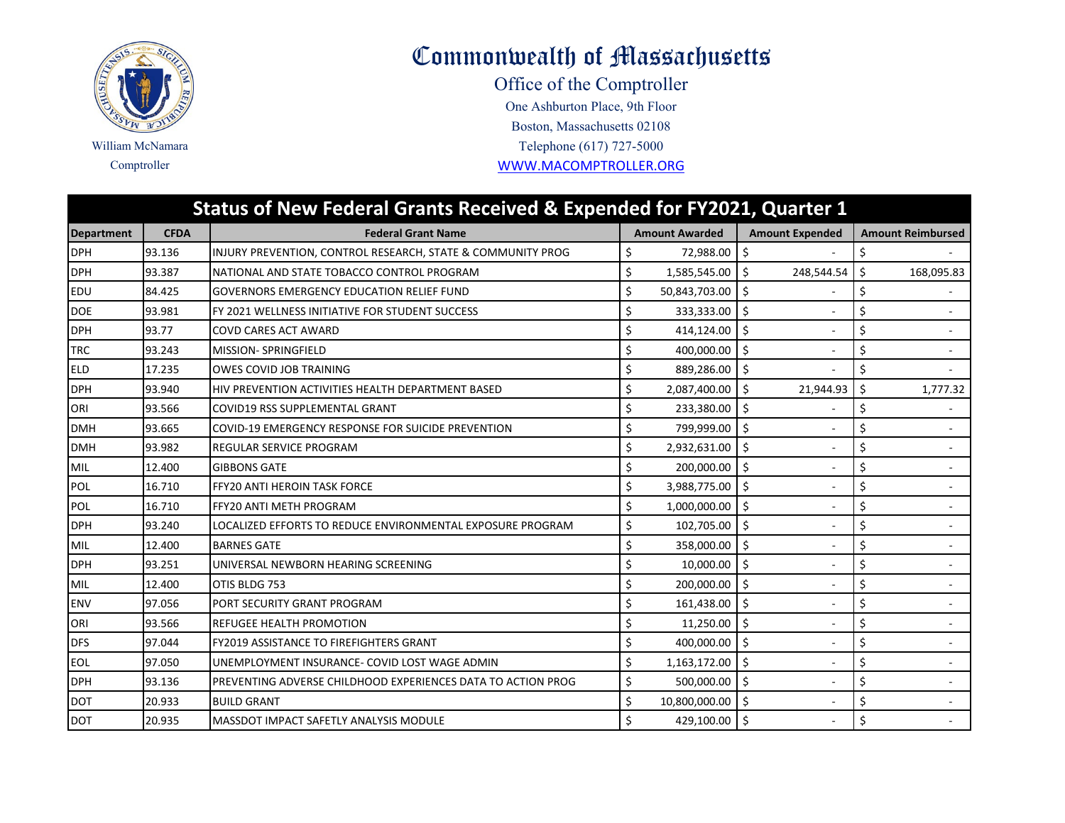# Commonwealth of Massachusetts

## Office of the Comptroller

One Ashburton Place, 9th Floor
Boston, Massachusetts 02108
Telephone (617) 727-5000
WWW.MACOMPTROLLER.ORG

William McNamara
Comptroller

## Status of New Federal Grants Received & Expended for FY2021, Quarter 1

| Department | CFDA | Federal Grant Name | Amount Awarded | Amount Expended | Amount Reimbursed |
|---|---|---|---|---|---|
| DPH | 93.136 | INJURY PREVENTION, CONTROL RESEARCH, STATE & COMMUNITY PROG | $ 72,988.00 | $ - | $ - |
| DPH | 93.387 | NATIONAL AND STATE TOBACCO CONTROL PROGRAM | $ 1,585,545.00 | $ 248,544.54 | $ 168,095.83 |
| EDU | 84.425 | GOVERNORS EMERGENCY EDUCATION RELIEF FUND | $ 50,843,703.00 | $ - | $ - |
| DOE | 93.981 | FY 2021 WELLNESS INITIATIVE FOR STUDENT SUCCESS | $ 333,333.00 | $ - | $ - |
| DPH | 93.77 | COVD CARES ACT AWARD | $ 414,124.00 | $ - | $ - |
| TRC | 93.243 | MISSION- SPRINGFIELD | $ 400,000.00 | $ - | $ - |
| ELD | 17.235 | OWES COVID JOB TRAINING | $ 889,286.00 | $ - | $ - |
| DPH | 93.940 | HIV PREVENTION ACTIVITIES HEALTH DEPARTMENT BASED | $ 2,087,400.00 | $ 21,944.93 | $ 1,777.32 |
| ORI | 93.566 | COVID19 RSS SUPPLEMENTAL GRANT | $ 233,380.00 | $ - | $ - |
| DMH | 93.665 | COVID-19 EMERGENCY RESPONSE FOR SUICIDE PREVENTION | $ 799,999.00 | $ - | $ - |
| DMH | 93.982 | REGULAR SERVICE PROGRAM | $ 2,932,631.00 | $ - | $ - |
| MIL | 12.400 | GIBBONS GATE | $ 200,000.00 | $ - | $ - |
| POL | 16.710 | FFY20 ANTI HEROIN TASK FORCE | $ 3,988,775.00 | $ - | $ - |
| POL | 16.710 | FFY20 ANTI METH PROGRAM | $ 1,000,000.00 | $ - | $ - |
| DPH | 93.240 | LOCALIZED EFFORTS TO REDUCE ENVIRONMENTAL EXPOSURE PROGRAM | $ 102,705.00 | $ - | $ - |
| MIL | 12.400 | BARNES GATE | $ 358,000.00 | $ - | $ - |
| DPH | 93.251 | UNIVERSAL NEWBORN HEARING SCREENING | $ 10,000.00 | $ - | $ - |
| MIL | 12.400 | OTIS BLDG 753 | $ 200,000.00 | $ - | $ - |
| ENV | 97.056 | PORT SECURITY GRANT PROGRAM | $ 161,438.00 | $ - | $ - |
| ORI | 93.566 | REFUGEE HEALTH PROMOTION | $ 11,250.00 | $ - | $ - |
| DFS | 97.044 | FY2019 ASSISTANCE TO FIREFIGHTERS GRANT | $ 400,000.00 | $ - | $ - |
| EOL | 97.050 | UNEMPLOYMENT INSURANCE- COVID LOST WAGE ADMIN | $ 1,163,172.00 | $ - | $ - |
| DPH | 93.136 | PREVENTING ADVERSE CHILDHOOD EXPERIENCES DATA TO ACTION PROG | $ 500,000.00 | $ - | $ - |
| DOT | 20.933 | BUILD GRANT | $ 10,800,000.00 | $ - | $ - |
| DOT | 20.935 | MASSDOT IMPACT SAFETLY ANALYSIS MODULE | $ 429,100.00 | $ - | $ - |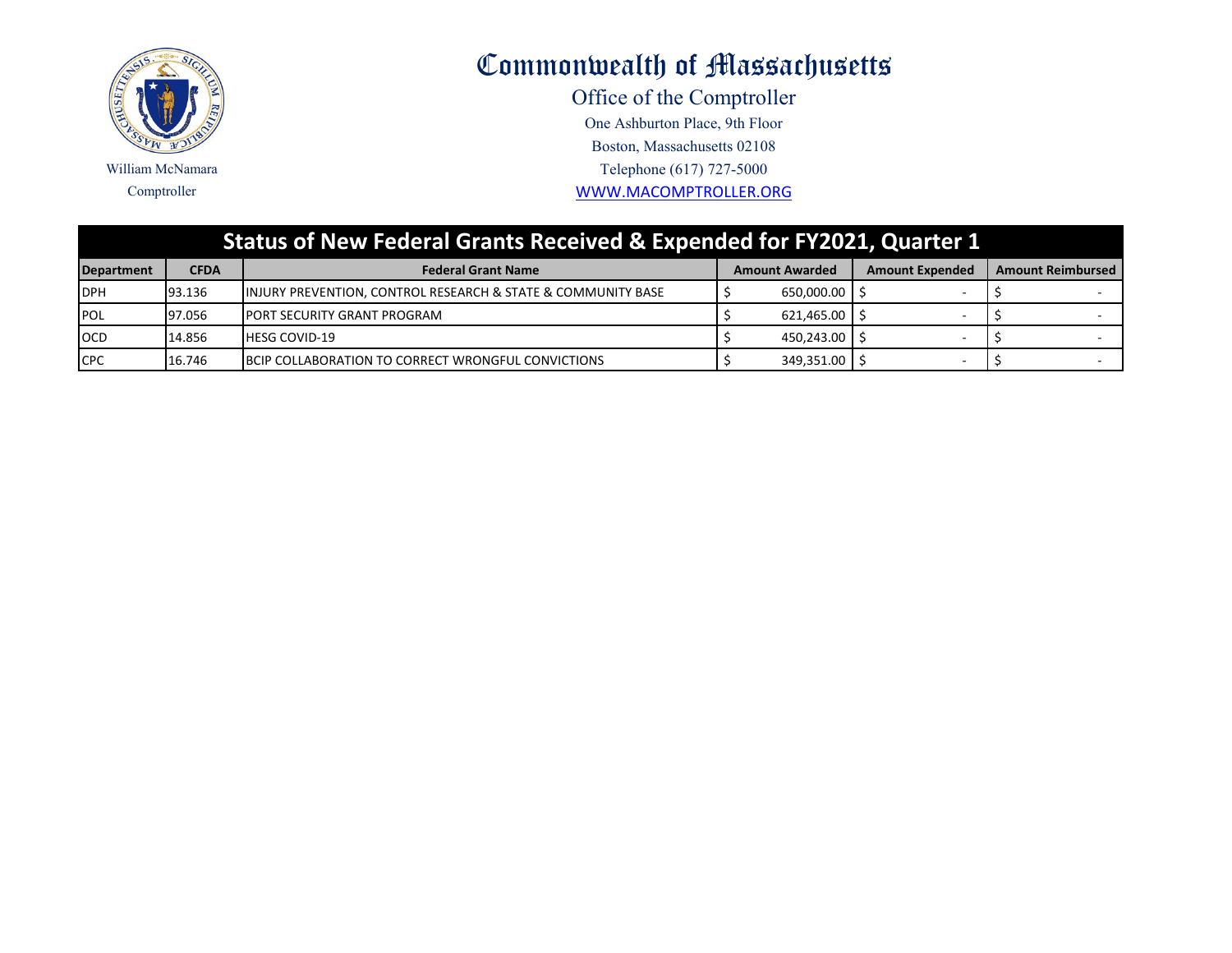William McNamara
Comptroller

# Commonwealth of Massachusetts

Office of the Comptroller
One Ashburton Place, 9th Floor
Boston, Massachusetts 02108
Telephone (617) 727-5000
WWW.MACOMPTROLLER.ORG

## Status of New Federal Grants Received & Expended for FY2021, Quarter 1

| Department | CFDA | Federal Grant Name | Amount Awarded | Amount Expended | Amount Reimbursed |
|---|---|---|---|---|---|
| DPH | 93.136 | INJURY PREVENTION, CONTROL RESEARCH & STATE & COMMUNITY BASE | $ 650,000.00 | $ - | $ - |
| POL | 97.056 | PORT SECURITY GRANT PROGRAM | $ 621,465.00 | $ - | $ - |
| OCD | 14.856 | HESG COVID-19 | $ 450,243.00 | $ - | $ - |
| CPC | 16.746 | BCIP COLLABORATION TO CORRECT WRONGFUL CONVICTIONS | $ 349,351.00 | $ - | $ - |